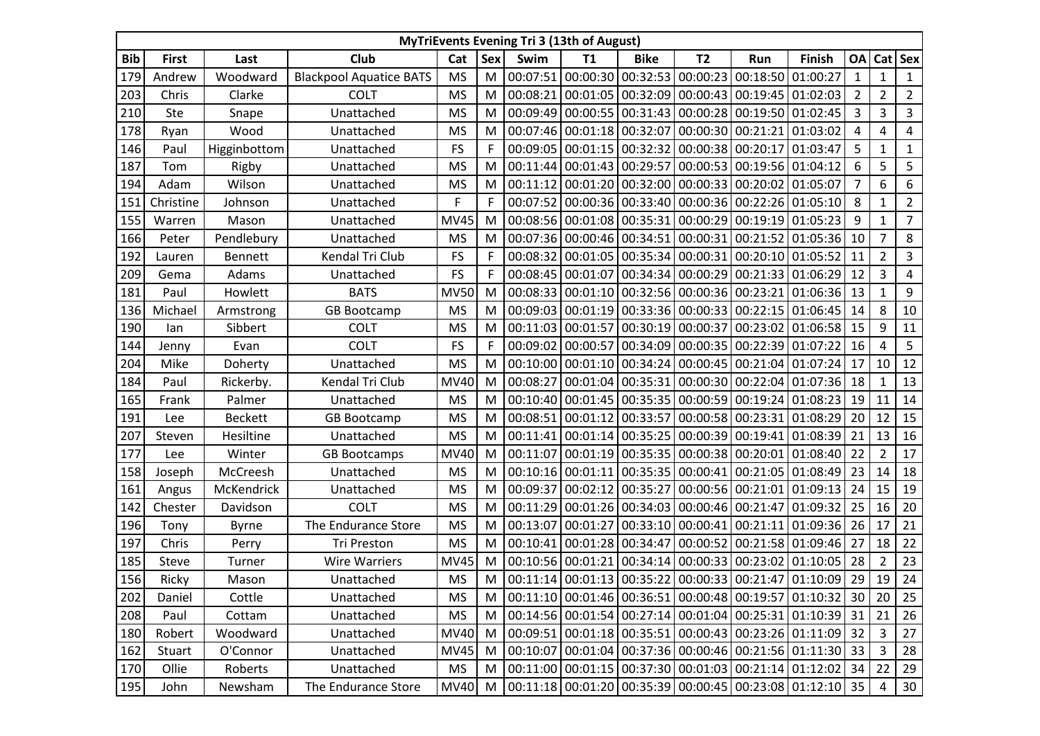| MyTriEvents Evening Tri 3 (13th of August) | | | | | | | | | | | | | | | |
|---|---|---|---|---|---|---|---|---|---|---|---|---|---|---|---|
| **Bib** | **First** | **Last** | **Club** | **Cat** | **Sex** | **Swim** | **T1** | **Bike** | **T2** | **Run** | **Finish** | **OA** | **Cat** | **Sex** |
| 179 | Andrew | Woodward | Blackpool Aquatice BATS | MS | M | 00:07:51 | 00:00:30 | 00:32:53 | 00:00:23 | 00:18:50 | 01:00:27 | 1 | 1 | 1 |
| 203 | Chris | Clarke | COLT | MS | M | 00:08:21 | 00:01:05 | 00:32:09 | 00:00:43 | 00:19:45 | 01:02:03 | 2 | 2 | 2 |
| 210 | Ste | Snape | Unattached | MS | M | 00:09:49 | 00:00:55 | 00:31:43 | 00:00:28 | 00:19:50 | 01:02:45 | 3 | 3 | 3 |
| 178 | Ryan | Wood | Unattached | MS | M | 00:07:46 | 00:01:18 | 00:32:07 | 00:00:30 | 00:21:21 | 01:03:02 | 4 | 4 | 4 |
| 146 | Paul | Higginbottom | Unattached | FS | F | 00:09:05 | 00:01:15 | 00:32:32 | 00:00:38 | 00:20:17 | 01:03:47 | 5 | 1 | 1 |
| 187 | Tom | Rigby | Unattached | MS | M | 00:11:44 | 00:01:43 | 00:29:57 | 00:00:53 | 00:19:56 | 01:04:12 | 6 | 5 | 5 |
| 194 | Adam | Wilson | Unattached | MS | M | 00:11:12 | 00:01:20 | 00:32:00 | 00:00:33 | 00:20:02 | 01:05:07 | 7 | 6 | 6 |
| 151 | Christine | Johnson | Unattached | F | F | 00:07:52 | 00:00:36 | 00:33:40 | 00:00:36 | 00:22:26 | 01:05:10 | 8 | 1 | 2 |
| 155 | Warren | Mason | Unattached | MV45 | M | 00:08:56 | 00:01:08 | 00:35:31 | 00:00:29 | 00:19:19 | 01:05:23 | 9 | 1 | 7 |
| 166 | Peter | Pendlebury | Unattached | MS | M | 00:07:36 | 00:00:46 | 00:34:51 | 00:00:31 | 00:21:52 | 01:05:36 | 10 | 7 | 8 |
| 192 | Lauren | Bennett | Kendal Tri Club | FS | F | 00:08:32 | 00:01:05 | 00:35:34 | 00:00:31 | 00:20:10 | 01:05:52 | 11 | 2 | 3 |
| 209 | Gema | Adams | Unattached | FS | F | 00:08:45 | 00:01:07 | 00:34:34 | 00:00:29 | 00:21:33 | 01:06:29 | 12 | 3 | 4 |
| 181 | Paul | Howlett | BATS | MV50 | M | 00:08:33 | 00:01:10 | 00:32:56 | 00:00:36 | 00:23:21 | 01:06:36 | 13 | 1 | 9 |
| 136 | Michael | Armstrong | GB Bootcamp | MS | M | 00:09:03 | 00:01:19 | 00:33:36 | 00:00:33 | 00:22:15 | 01:06:45 | 14 | 8 | 10 |
| 190 | Ian | Sibbert | COLT | MS | M | 00:11:03 | 00:01:57 | 00:30:19 | 00:00:37 | 00:23:02 | 01:06:58 | 15 | 9 | 11 |
| 144 | Jenny | Evan | COLT | FS | F | 00:09:02 | 00:00:57 | 00:34:09 | 00:00:35 | 00:22:39 | 01:07:22 | 16 | 4 | 5 |
| 204 | Mike | Doherty | Unattached | MS | M | 00:10:00 | 00:01:10 | 00:34:24 | 00:00:45 | 00:21:04 | 01:07:24 | 17 | 10 | 12 |
| 184 | Paul | Rickerby. | Kendal Tri Club | MV40 | M | 00:08:27 | 00:01:04 | 00:35:31 | 00:00:30 | 00:22:04 | 01:07:36 | 18 | 1 | 13 |
| 165 | Frank | Palmer | Unattached | MS | M | 00:10:40 | 00:01:45 | 00:35:35 | 00:00:59 | 00:19:24 | 01:08:23 | 19 | 11 | 14 |
| 191 | Lee | Beckett | GB Bootcamp | MS | M | 00:08:51 | 00:01:12 | 00:33:57 | 00:00:58 | 00:23:31 | 01:08:29 | 20 | 12 | 15 |
| 207 | Steven | Hesiltine | Unattached | MS | M | 00:11:41 | 00:01:14 | 00:35:25 | 00:00:39 | 00:19:41 | 01:08:39 | 21 | 13 | 16 |
| 177 | Lee | Winter | GB Bootcamps | MV40 | M | 00:11:07 | 00:01:19 | 00:35:35 | 00:00:38 | 00:20:01 | 01:08:40 | 22 | 2 | 17 |
| 158 | Joseph | McCreesh | Unattached | MS | M | 00:10:16 | 00:01:11 | 00:35:35 | 00:00:41 | 00:21:05 | 01:08:49 | 23 | 14 | 18 |
| 161 | Angus | McKendrick | Unattached | MS | M | 00:09:37 | 00:02:12 | 00:35:27 | 00:00:56 | 00:21:01 | 01:09:13 | 24 | 15 | 19 |
| 142 | Chester | Davidson | COLT | MS | M | 00:11:29 | 00:01:26 | 00:34:03 | 00:00:46 | 00:21:47 | 01:09:32 | 25 | 16 | 20 |
| 196 | Tony | Byrne | The Endurance Store | MS | M | 00:13:07 | 00:01:27 | 00:33:10 | 00:00:41 | 00:21:11 | 01:09:36 | 26 | 17 | 21 |
| 197 | Chris | Perry | Tri Preston | MS | M | 00:10:41 | 00:01:28 | 00:34:47 | 00:00:52 | 00:21:58 | 01:09:46 | 27 | 18 | 22 |
| 185 | Steve | Turner | Wire Warriers | MV45 | M | 00:10:56 | 00:01:21 | 00:34:14 | 00:00:33 | 00:23:02 | 01:10:05 | 28 | 2 | 23 |
| 156 | Ricky | Mason | Unattached | MS | M | 00:11:14 | 00:01:13 | 00:35:22 | 00:00:33 | 00:21:47 | 01:10:09 | 29 | 19 | 24 |
| 202 | Daniel | Cottle | Unattached | MS | M | 00:11:10 | 00:01:46 | 00:36:51 | 00:00:48 | 00:19:57 | 01:10:32 | 30 | 20 | 25 |
| 208 | Paul | Cottam | Unattached | MS | M | 00:14:56 | 00:01:54 | 00:27:14 | 00:01:04 | 00:25:31 | 01:10:39 | 31 | 21 | 26 |
| 180 | Robert | Woodward | Unattached | MV40 | M | 00:09:51 | 00:01:18 | 00:35:51 | 00:00:43 | 00:23:26 | 01:11:09 | 32 | 3 | 27 |
| 162 | Stuart | O'Connor | Unattached | MV45 | M | 00:10:07 | 00:01:04 | 00:37:36 | 00:00:46 | 00:21:56 | 01:11:30 | 33 | 3 | 28 |
| 170 | Ollie | Roberts | Unattached | MS | M | 00:11:00 | 00:01:15 | 00:37:30 | 00:01:03 | 00:21:14 | 01:12:02 | 34 | 22 | 29 |
| 195 | John | Newsham | The Endurance Store | MV40 | M | 00:11:18 | 00:01:20 | 00:35:39 | 00:00:45 | 00:23:08 | 01:12:10 | 35 | 4 | 30 |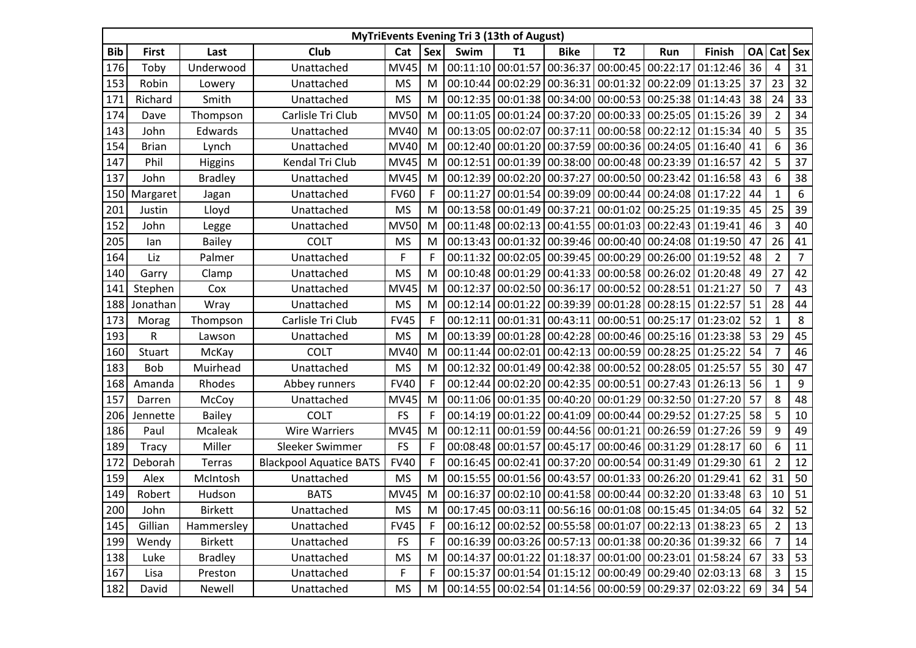| MyTriEvents Evening Tri 3 (13th of August) | | | | | | | | | | | | | | |
|---|---|---|---|---|---|---|---|---|---|---|---|---|---|---|
| **Bib** | **First** | **Last** | **Club** | **Cat** | **Sex** | **Swim** | **T1** | **Bike** | **T2** | **Run** | **Finish** | **OA** | **Cat** | **Sex** |
| 176 | Toby | Underwood | Unattached | MV45 | M | 00:11:10 | 00:01:57 | 00:36:37 | 00:00:45 | 00:22:17 | 01:12:46 | 36 | 4 | 31 |
| 153 | Robin | Lowery | Unattached | MS | M | 00:10:44 | 00:02:29 | 00:36:31 | 00:01:32 | 00:22:09 | 01:13:25 | 37 | 23 | 32 |
| 171 | Richard | Smith | Unattached | MS | M | 00:12:35 | 00:01:38 | 00:34:00 | 00:00:53 | 00:25:38 | 01:14:43 | 38 | 24 | 33 |
| 174 | Dave | Thompson | Carlisle Tri Club | MV50 | M | 00:11:05 | 00:01:24 | 00:37:20 | 00:00:33 | 00:25:05 | 01:15:26 | 39 | 2 | 34 |
| 143 | John | Edwards | Unattached | MV40 | M | 00:13:05 | 00:02:07 | 00:37:11 | 00:00:58 | 00:22:12 | 01:15:34 | 40 | 5 | 35 |
| 154 | Brian | Lynch | Unattached | MV40 | M | 00:12:40 | 00:01:20 | 00:37:59 | 00:00:36 | 00:24:05 | 01:16:40 | 41 | 6 | 36 |
| 147 | Phil | Higgins | Kendal Tri Club | MV45 | M | 00:12:51 | 00:01:39 | 00:38:00 | 00:00:48 | 00:23:39 | 01:16:57 | 42 | 5 | 37 |
| 137 | John | Bradley | Unattached | MV45 | M | 00:12:39 | 00:02:20 | 00:37:27 | 00:00:50 | 00:23:42 | 01:16:58 | 43 | 6 | 38 |
| 150 | Margaret | Jagan | Unattached | FV60 | F | 00:11:27 | 00:01:54 | 00:39:09 | 00:00:44 | 00:24:08 | 01:17:22 | 44 | 1 | 6 |
| 201 | Justin | Lloyd | Unattached | MS | M | 00:13:58 | 00:01:49 | 00:37:21 | 00:01:02 | 00:25:25 | 01:19:35 | 45 | 25 | 39 |
| 152 | John | Legge | Unattached | MV50 | M | 00:11:48 | 00:02:13 | 00:41:55 | 00:01:03 | 00:22:43 | 01:19:41 | 46 | 3 | 40 |
| 205 | Ian | Bailey | COLT | MS | M | 00:13:43 | 00:01:32 | 00:39:46 | 00:00:40 | 00:24:08 | 01:19:50 | 47 | 26 | 41 |
| 164 | Liz | Palmer | Unattached | F | F | 00:11:32 | 00:02:05 | 00:39:45 | 00:00:29 | 00:26:00 | 01:19:52 | 48 | 2 | 7 |
| 140 | Garry | Clamp | Unattached | MS | M | 00:10:48 | 00:01:29 | 00:41:33 | 00:00:58 | 00:26:02 | 01:20:48 | 49 | 27 | 42 |
| 141 | Stephen | Cox | Unattached | MV45 | M | 00:12:37 | 00:02:50 | 00:36:17 | 00:00:52 | 00:28:51 | 01:21:27 | 50 | 7 | 43 |
| 188 | Jonathan | Wray | Unattached | MS | M | 00:12:14 | 00:01:22 | 00:39:39 | 00:01:28 | 00:28:15 | 01:22:57 | 51 | 28 | 44 |
| 173 | Morag | Thompson | Carlisle Tri Club | FV45 | F | 00:12:11 | 00:01:31 | 00:43:11 | 00:00:51 | 00:25:17 | 01:23:02 | 52 | 1 | 8 |
| 193 | R | Lawson | Unattached | MS | M | 00:13:39 | 00:01:28 | 00:42:28 | 00:00:46 | 00:25:16 | 01:23:38 | 53 | 29 | 45 |
| 160 | Stuart | McKay | COLT | MV40 | M | 00:11:44 | 00:02:01 | 00:42:13 | 00:00:59 | 00:28:25 | 01:25:22 | 54 | 7 | 46 |
| 183 | Bob | Muirhead | Unattached | MS | M | 00:12:32 | 00:01:49 | 00:42:38 | 00:00:52 | 00:28:05 | 01:25:57 | 55 | 30 | 47 |
| 168 | Amanda | Rhodes | Abbey runners | FV40 | F | 00:12:44 | 00:02:20 | 00:42:35 | 00:00:51 | 00:27:43 | 01:26:13 | 56 | 1 | 9 |
| 157 | Darren | McCoy | Unattached | MV45 | M | 00:11:06 | 00:01:35 | 00:40:20 | 00:01:29 | 00:32:50 | 01:27:20 | 57 | 8 | 48 |
| 206 | Jennette | Bailey | COLT | FS | F | 00:14:19 | 00:01:22 | 00:41:09 | 00:00:44 | 00:29:52 | 01:27:25 | 58 | 5 | 10 |
| 186 | Paul | Mcaleak | Wire Warriers | MV45 | M | 00:12:11 | 00:01:59 | 00:44:56 | 00:01:21 | 00:26:59 | 01:27:26 | 59 | 9 | 49 |
| 189 | Tracy | Miller | Sleeker Swimmer | FS | F | 00:08:48 | 00:01:57 | 00:45:17 | 00:00:46 | 00:31:29 | 01:28:17 | 60 | 6 | 11 |
| 172 | Deborah | Terras | Blackpool Aquatice BATS | FV40 | F | 00:16:45 | 00:02:41 | 00:37:20 | 00:00:54 | 00:31:49 | 01:29:30 | 61 | 2 | 12 |
| 159 | Alex | McIntosh | Unattached | MS | M | 00:15:55 | 00:01:56 | 00:43:57 | 00:01:33 | 00:26:20 | 01:29:41 | 62 | 31 | 50 |
| 149 | Robert | Hudson | BATS | MV45 | M | 00:16:37 | 00:02:10 | 00:41:58 | 00:00:44 | 00:32:20 | 01:33:48 | 63 | 10 | 51 |
| 200 | John | Birkett | Unattached | MS | M | 00:17:45 | 00:03:11 | 00:56:16 | 00:01:08 | 00:15:45 | 01:34:05 | 64 | 32 | 52 |
| 145 | Gillian | Hammersley | Unattached | FV45 | F | 00:16:12 | 00:02:52 | 00:55:58 | 00:01:07 | 00:22:13 | 01:38:23 | 65 | 2 | 13 |
| 199 | Wendy | Birkett | Unattached | FS | F | 00:16:39 | 00:03:26 | 00:57:13 | 00:01:38 | 00:20:36 | 01:39:32 | 66 | 7 | 14 |
| 138 | Luke | Bradley | Unattached | MS | M | 00:14:37 | 00:01:22 | 01:18:37 | 00:01:00 | 00:23:01 | 01:58:24 | 67 | 33 | 53 |
| 167 | Lisa | Preston | Unattached | F | F | 00:15:37 | 00:01:54 | 01:15:12 | 00:00:49 | 00:29:40 | 02:03:13 | 68 | 3 | 15 |
| 182 | David | Newell | Unattached | MS | M | 00:14:55 | 00:02:54 | 01:14:56 | 00:00:59 | 00:29:37 | 02:03:22 | 69 | 34 | 54 |